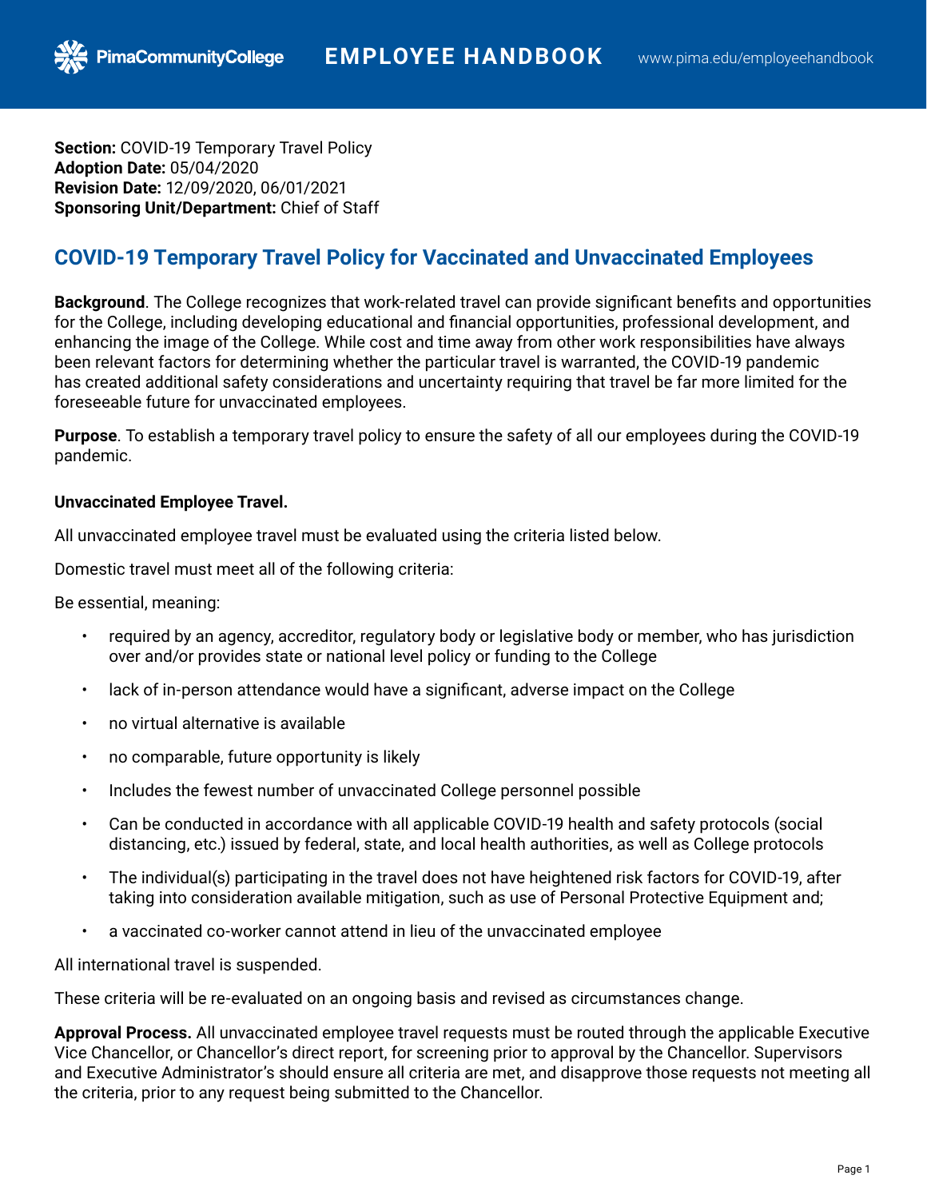**Section:** COVID-19 Temporary Travel Policy
**Adoption Date:** 05/04/2020
**Revision Date:** 12/09/2020, 06/01/2021
**Sponsoring Unit/Department:** Chief of Staff

## COVID-19 Temporary Travel Policy for Vaccinated and Unvaccinated Employees

**Background**. The College recognizes that work-related travel can provide significant benefits and opportunities for the College, including developing educational and financial opportunities, professional development, and enhancing the image of the College. While cost and time away from other work responsibilities have always been relevant factors for determining whether the particular travel is warranted, the COVID-19 pandemic has created additional safety considerations and uncertainty requiring that travel be far more limited for the foreseeable future for unvaccinated employees.

**Purpose**. To establish a temporary travel policy to ensure the safety of all our employees during the COVID-19 pandemic.

**Unvaccinated Employee Travel.**

All unvaccinated employee travel must be evaluated using the criteria listed below.

Domestic travel must meet all of the following criteria:

Be essential, meaning:

- required by an agency, accreditor, regulatory body or legislative body or member, who has jurisdiction over and/or provides state or national level policy or funding to the College
- lack of in-person attendance would have a significant, adverse impact on the College
- no virtual alternative is available
- no comparable, future opportunity is likely
- Includes the fewest number of unvaccinated College personnel possible
- Can be conducted in accordance with all applicable COVID-19 health and safety protocols (social distancing, etc.) issued by federal, state, and local health authorities, as well as College protocols
- The individual(s) participating in the travel does not have heightened risk factors for COVID-19, after taking into consideration available mitigation, such as use of Personal Protective Equipment and;
- a vaccinated co-worker cannot attend in lieu of the unvaccinated employee

All international travel is suspended.

These criteria will be re-evaluated on an ongoing basis and revised as circumstances change.

**Approval Process.** All unvaccinated employee travel requests must be routed through the applicable Executive Vice Chancellor, or Chancellor's direct report, for screening prior to approval by the Chancellor. Supervisors and Executive Administrator's should ensure all criteria are met, and disapprove those requests not meeting all the criteria, prior to any request being submitted to the Chancellor.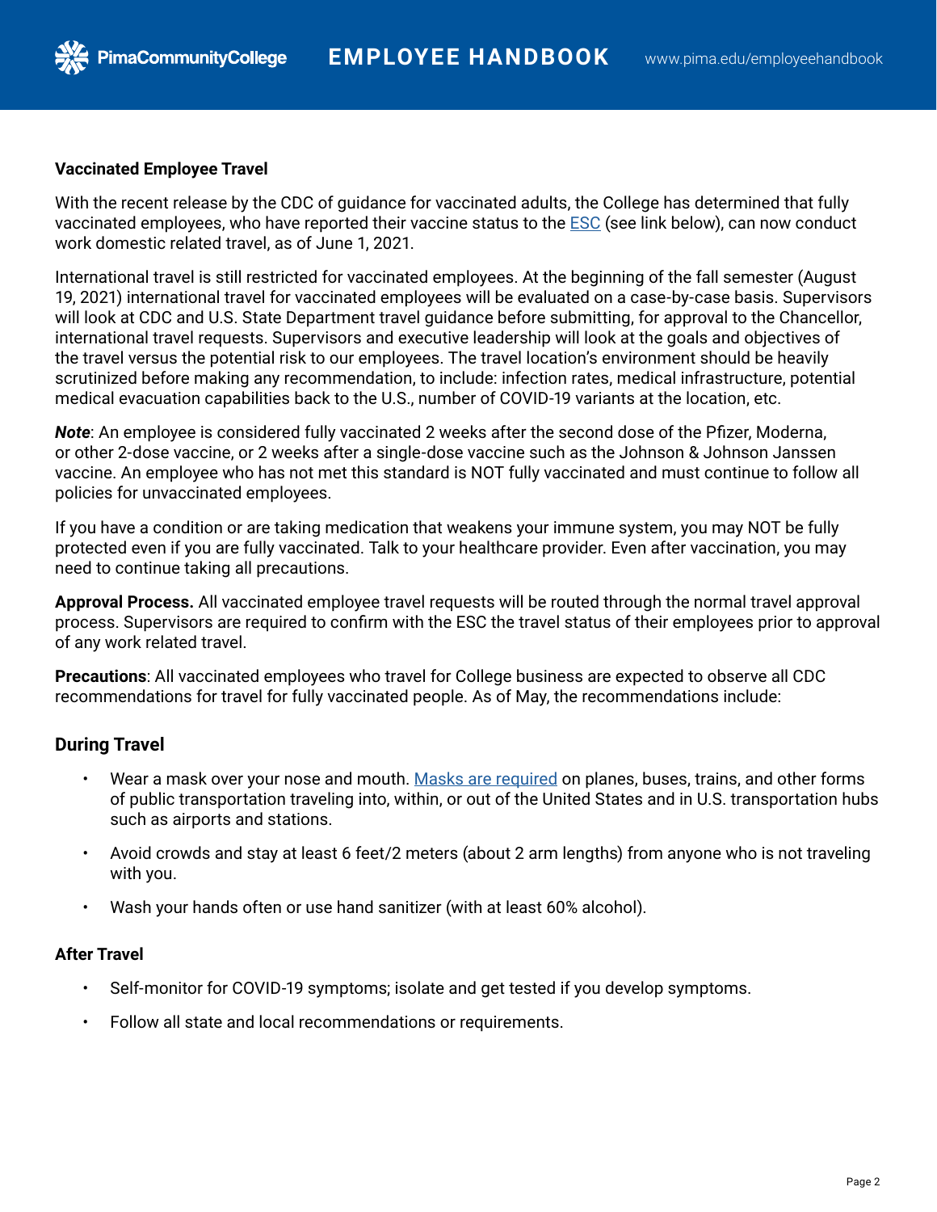**Vaccinated Employee Travel**

With the recent release by the CDC of guidance for vaccinated adults, the College has determined that fully vaccinated employees, who have reported their vaccine status to the ESC (see link below), can now conduct work domestic related travel, as of June 1, 2021.

International travel is still restricted for vaccinated employees. At the beginning of the fall semester (August 19, 2021) international travel for vaccinated employees will be evaluated on a case-by-case basis. Supervisors will look at CDC and U.S. State Department travel guidance before submitting, for approval to the Chancellor, international travel requests. Supervisors and executive leadership will look at the goals and objectives of the travel versus the potential risk to our employees. The travel location's environment should be heavily scrutinized before making any recommendation, to include: infection rates, medical infrastructure, potential medical evacuation capabilities back to the U.S., number of COVID-19 variants at the location, etc.

***Note***: An employee is considered fully vaccinated 2 weeks after the second dose of the Pfizer, Moderna, or other 2-dose vaccine, or 2 weeks after a single-dose vaccine such as the Johnson & Johnson Janssen vaccine. An employee who has not met this standard is NOT fully vaccinated and must continue to follow all policies for unvaccinated employees.

If you have a condition or are taking medication that weakens your immune system, you may NOT be fully protected even if you are fully vaccinated. Talk to your healthcare provider. Even after vaccination, you may need to continue taking all precautions.

**Approval Process.** All vaccinated employee travel requests will be routed through the normal travel approval process. Supervisors are required to confirm with the ESC the travel status of their employees prior to approval of any work related travel.

**Precautions**: All vaccinated employees who travel for College business are expected to observe all CDC recommendations for travel for fully vaccinated people. As of May, the recommendations include:

## During Travel

- Wear a mask over your nose and mouth. Masks are required on planes, buses, trains, and other forms of public transportation traveling into, within, or out of the United States and in U.S. transportation hubs such as airports and stations.
- Avoid crowds and stay at least 6 feet/2 meters (about 2 arm lengths) from anyone who is not traveling with you.
- Wash your hands often or use hand sanitizer (with at least 60% alcohol).

### After Travel

- Self-monitor for COVID-19 symptoms; isolate and get tested if you develop symptoms.
- Follow all state and local recommendations or requirements.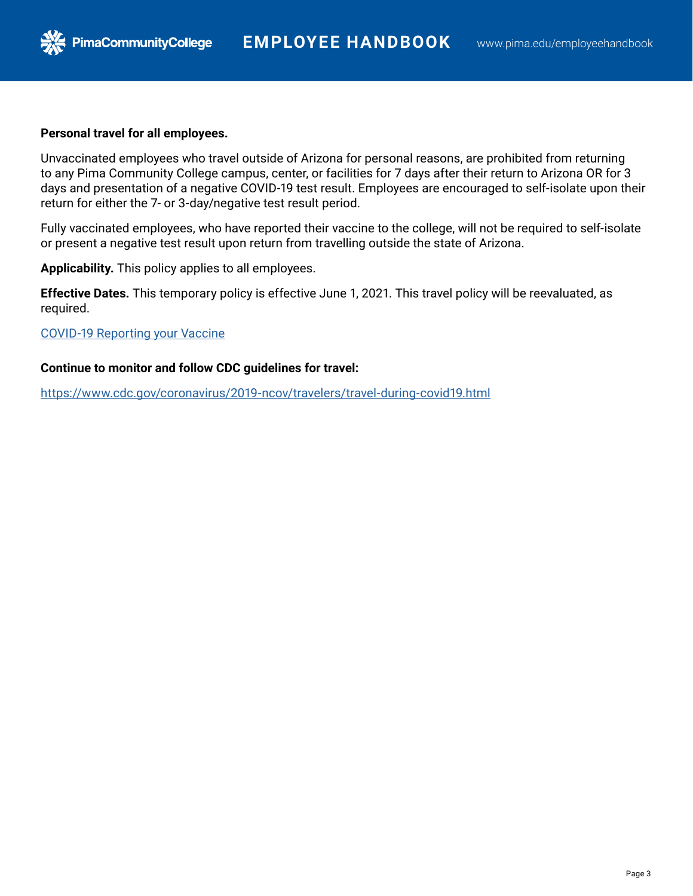**Personal travel for all employees.**

Unvaccinated employees who travel outside of Arizona for personal reasons, are prohibited from returning to any Pima Community College campus, center, or facilities for 7 days after their return to Arizona OR for 3 days and presentation of a negative COVID-19 test result. Employees are encouraged to self-isolate upon their return for either the 7- or 3-day/negative test result period.

Fully vaccinated employees, who have reported their vaccine to the college, will not be required to self-isolate or present a negative test result upon return from travelling outside the state of Arizona.

**Applicability.** This policy applies to all employees.

**Effective Dates.** This temporary policy is effective June 1, 2021. This travel policy will be reevaluated, as required.

COVID-19 Reporting your Vaccine

**Continue to monitor and follow CDC guidelines for travel:**

https://www.cdc.gov/coronavirus/2019-ncov/travelers/travel-during-covid19.html